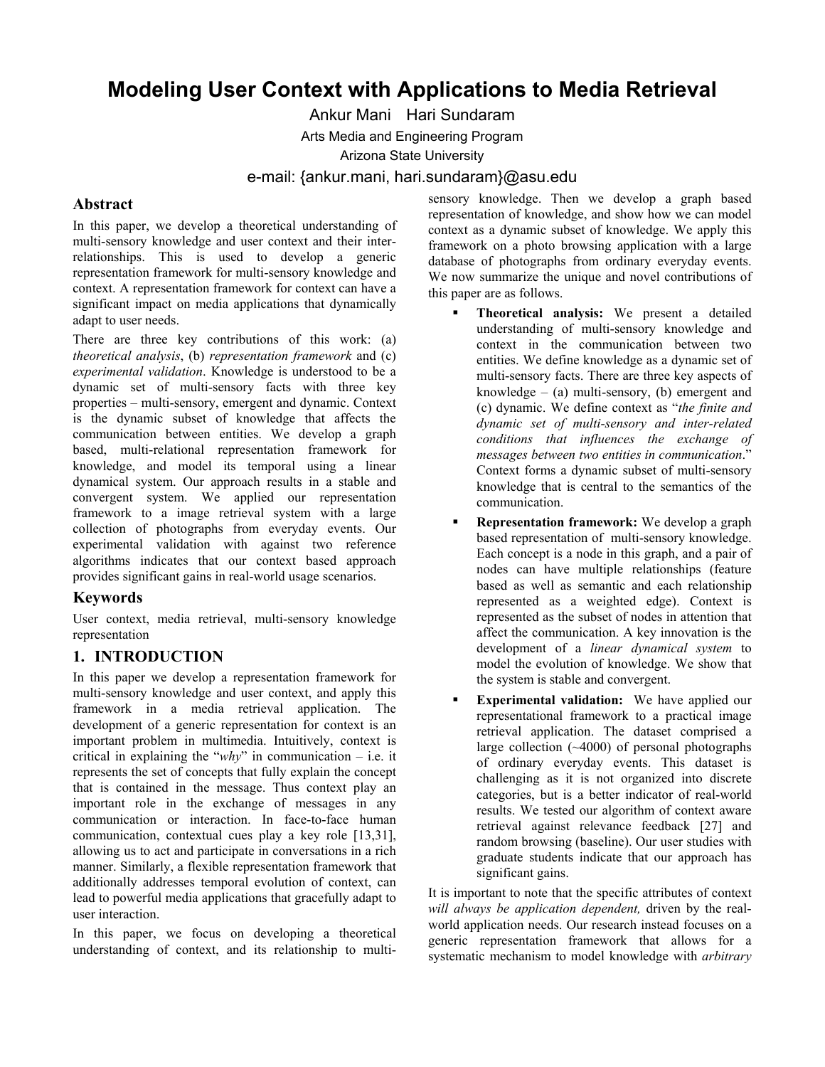# Modeling User Context with Applications to Media Retrieval

Ankur Mani  Hari Sundaram

Arts Media and Engineering Program

Arizona State University

e-mail: {ankur.mani, hari.sundaram}@asu.edu

## Abstract

In this paper, we develop a theoretical understanding of multi-sensory knowledge and user context and their inter-relationships. This is used to develop a generic representation framework for multi-sensory knowledge and context. A representation framework for context can have a significant impact on media applications that dynamically adapt to user needs.

There are three key contributions of this work: (a) *theoretical analysis*, (b) *representation framework* and (c) *experimental validation*. Knowledge is understood to be a dynamic set of multi-sensory facts with three key properties – multi-sensory, emergent and dynamic. Context is the dynamic subset of knowledge that affects the communication between entities. We develop a graph based, multi-relational representation framework for knowledge, and model its temporal using a linear dynamical system. Our approach results in a stable and convergent system. We applied our representation framework to a image retrieval system with a large collection of photographs from everyday events. Our experimental validation with against two reference algorithms indicates that our context based approach provides significant gains in real-world usage scenarios.

## Keywords

User context, media retrieval, multi-sensory knowledge representation

## 1. INTRODUCTION

In this paper we develop a representation framework for multi-sensory knowledge and user context, and apply this framework in a media retrieval application. The development of a generic representation for context is an important problem in multimedia. Intuitively, context is critical in explaining the "*why*" in communication – i.e. it represents the set of concepts that fully explain the concept that is contained in the message. Thus context play an important role in the exchange of messages in any communication or interaction. In face-to-face human communication, contextual cues play a key role [13,31], allowing us to act and participate in conversations in a rich manner. Similarly, a flexible representation framework that additionally addresses temporal evolution of context, can lead to powerful media applications that gracefully adapt to user interaction.

In this paper, we focus on developing a theoretical understanding of context, and its relationship to multi-sensory knowledge. Then we develop a graph based representation of knowledge, and show how we can model context as a dynamic subset of knowledge. We apply this framework on a photo browsing application with a large database of photographs from ordinary everyday events. We now summarize the unique and novel contributions of this paper are as follows.

- **Theoretical analysis:** We present a detailed understanding of multi-sensory knowledge and context in the communication between two entities. We define knowledge as a dynamic set of multi-sensory facts. There are three key aspects of knowledge – (a) multi-sensory, (b) emergent and (c) dynamic. We define context as "*the finite and dynamic set of multi-sensory and inter-related conditions that influences the exchange of messages between two entities in communication*." Context forms a dynamic subset of multi-sensory knowledge that is central to the semantics of the communication.
- **Representation framework:** We develop a graph based representation of multi-sensory knowledge. Each concept is a node in this graph, and a pair of nodes can have multiple relationships (feature based as well as semantic and each relationship represented as a weighted edge). Context is represented as the subset of nodes in attention that affect the communication. A key innovation is the development of a *linear dynamical system* to model the evolution of knowledge. We show that the system is stable and convergent.
- **Experimental validation:** We have applied our representational framework to a practical image retrieval application. The dataset comprised a large collection (~4000) of personal photographs of ordinary everyday events. This dataset is challenging as it is not organized into discrete categories, but is a better indicator of real-world results. We tested our algorithm of context aware retrieval against relevance feedback [27] and random browsing (baseline). Our user studies with graduate students indicate that our approach has significant gains.

It is important to note that the specific attributes of context *will always be application dependent,* driven by the real-world application needs. Our research instead focuses on a generic representation framework that allows for a systematic mechanism to model knowledge with *arbitrary*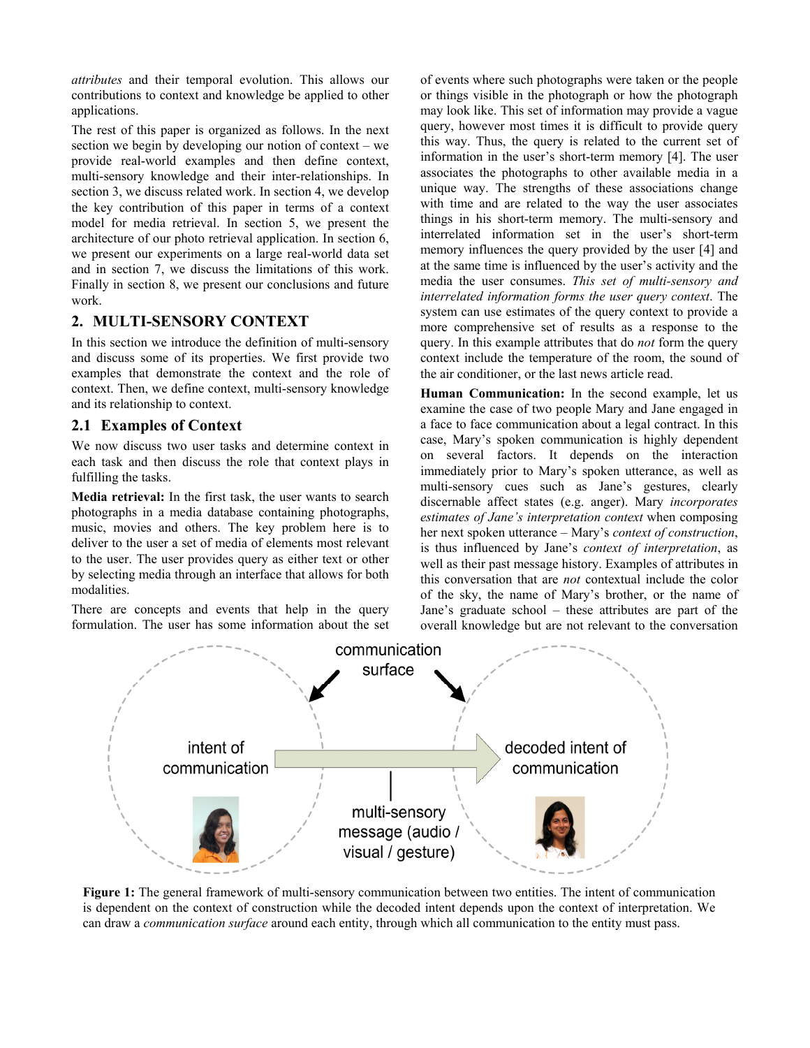*attributes* and their temporal evolution. This allows our contributions to context and knowledge be applied to other applications.

The rest of this paper is organized as follows. In the next section we begin by developing our notion of context – we provide real-world examples and then define context, multi-sensory knowledge and their inter-relationships. In section 3, we discuss related work. In section 4, we develop the key contribution of this paper in terms of a context model for media retrieval. In section 5, we present the architecture of our photo retrieval application. In section 6, we present our experiments on a large real-world data set and in section 7, we discuss the limitations of this work. Finally in section 8, we present our conclusions and future work.

## 2. MULTI-SENSORY CONTEXT

In this section we introduce the definition of multi-sensory and discuss some of its properties. We first provide two examples that demonstrate the context and the role of context. Then, we define context, multi-sensory knowledge and its relationship to context.

### 2.1 Examples of Context

We now discuss two user tasks and determine context in each task and then discuss the role that context plays in fulfilling the tasks.

**Media retrieval:** In the first task, the user wants to search photographs in a media database containing photographs, music, movies and others. The key problem here is to deliver to the user a set of media of elements most relevant to the user. The user provides query as either text or other by selecting media through an interface that allows for both modalities.

There are concepts and events that help in the query formulation. The user has some information about the set of events where such photographs were taken or the people or things visible in the photograph or how the photograph may look like. This set of information may provide a vague query, however most times it is difficult to provide query this way. Thus, the query is related to the current set of information in the user's short-term memory [4]. The user associates the photographs to other available media in a unique way. The strengths of these associations change with time and are related to the way the user associates things in his short-term memory. The multi-sensory and interrelated information set in the user's short-term memory influences the query provided by the user [4] and at the same time is influenced by the user's activity and the media the user consumes. *This set of multi-sensory and interrelated information forms the user query context*. The system can use estimates of the query context to provide a more comprehensive set of results as a response to the query. In this example attributes that do *not* form the query context include the temperature of the room, the sound of the air conditioner, or the last news article read.

**Human Communication:** In the second example, let us examine the case of two people Mary and Jane engaged in a face to face communication about a legal contract. In this case, Mary's spoken communication is highly dependent on several factors. It depends on the interaction immediately prior to Mary's spoken utterance, as well as multi-sensory cues such as Jane's gestures, clearly discernable affect states (e.g. anger). Mary *incorporates estimates of Jane's interpretation context* when composing her next spoken utterance – Mary's *context of construction*, is thus influenced by Jane's *context of interpretation*, as well as their past message history. Examples of attributes in this conversation that are *not* contextual include the color of the sky, the name of Mary's brother, or the name of Jane's graduate school – these attributes are part of the overall knowledge but are not relevant to the conversation

**Figure 1:** The general framework of multi-sensory communication between two entities. The intent of communication is dependent on the context of construction while the decoded intent depends upon the context of interpretation. We can draw a *communication surface* around each entity, through which all communication to the entity must pass.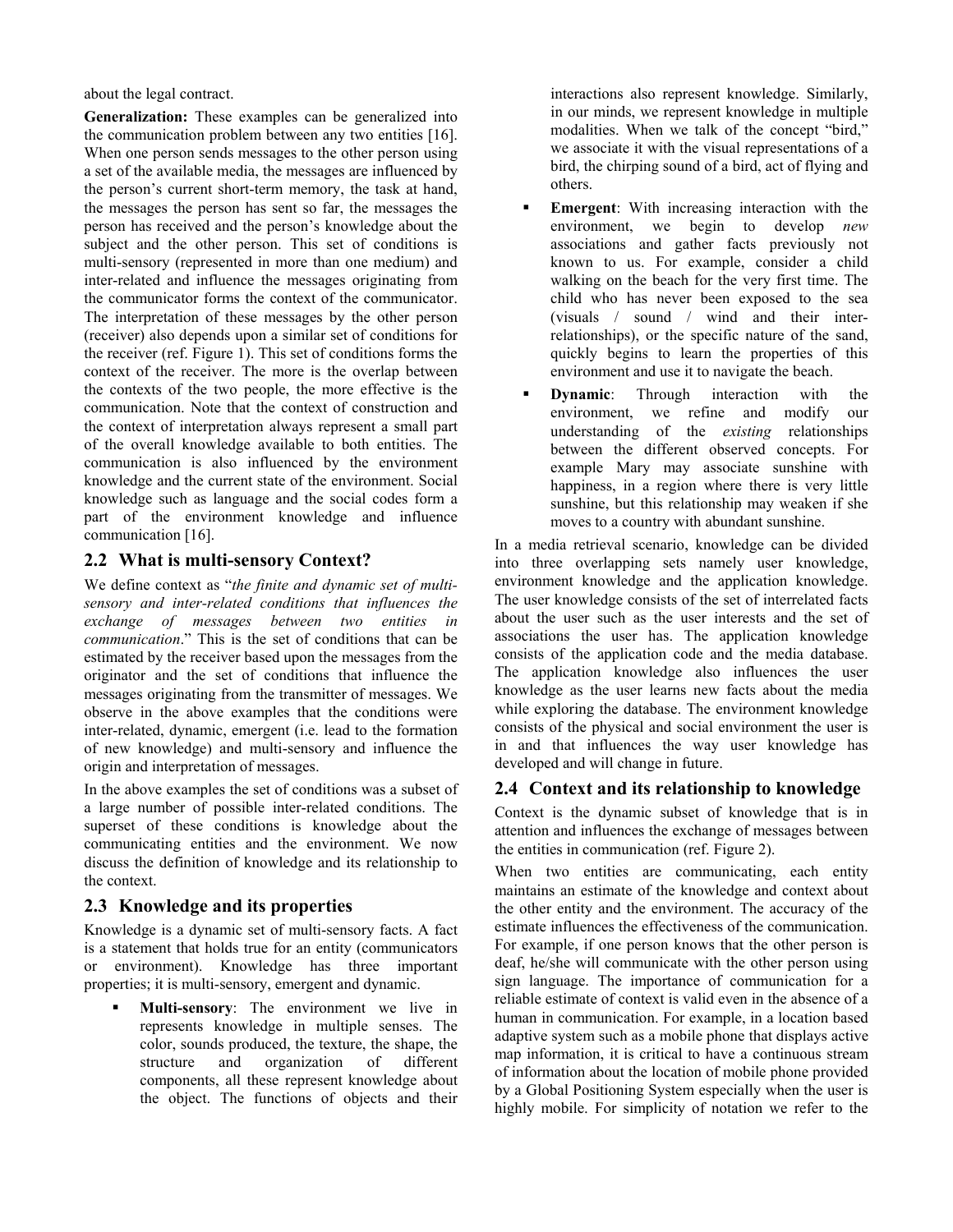about the legal contract.

**Generalization:** These examples can be generalized into the communication problem between any two entities [16]. When one person sends messages to the other person using a set of the available media, the messages are influenced by the person's current short-term memory, the task at hand, the messages the person has sent so far, the messages the person has received and the person's knowledge about the subject and the other person. This set of conditions is multi-sensory (represented in more than one medium) and inter-related and influence the messages originating from the communicator forms the context of the communicator. The interpretation of these messages by the other person (receiver) also depends upon a similar set of conditions for the receiver (ref. Figure 1). This set of conditions forms the context of the receiver. The more is the overlap between the contexts of the two people, the more effective is the communication. Note that the context of construction and the context of interpretation always represent a small part of the overall knowledge available to both entities. The communication is also influenced by the environment knowledge and the current state of the environment. Social knowledge such as language and the social codes form a part of the environment knowledge and influence communication [16].

## 2.2 What is multi-sensory Context?

We define context as "*the finite and dynamic set of multi-sensory and inter-related conditions that influences the exchange of messages between two entities in communication*." This is the set of conditions that can be estimated by the receiver based upon the messages from the originator and the set of conditions that influence the messages originating from the transmitter of messages. We observe in the above examples that the conditions were inter-related, dynamic, emergent (i.e. lead to the formation of new knowledge) and multi-sensory and influence the origin and interpretation of messages.

In the above examples the set of conditions was a subset of a large number of possible inter-related conditions. The superset of these conditions is knowledge about the communicating entities and the environment. We now discuss the definition of knowledge and its relationship to the context.

## 2.3 Knowledge and its properties

Knowledge is a dynamic set of multi-sensory facts. A fact is a statement that holds true for an entity (communicators or environment). Knowledge has three important properties; it is multi-sensory, emergent and dynamic.

- **Multi-sensory**: The environment we live in represents knowledge in multiple senses. The color, sounds produced, the texture, the shape, the structure and organization of different components, all these represent knowledge about the object. The functions of objects and their interactions also represent knowledge. Similarly, in our minds, we represent knowledge in multiple modalities. When we talk of the concept "bird," we associate it with the visual representations of a bird, the chirping sound of a bird, act of flying and others.
- **Emergent**: With increasing interaction with the environment, we begin to develop *new* associations and gather facts previously not known to us. For example, consider a child walking on the beach for the very first time. The child who has never been exposed to the sea (visuals / sound / wind and their inter-relationships), or the specific nature of the sand, quickly begins to learn the properties of this environment and use it to navigate the beach.
- **Dynamic**: Through interaction with the environment, we refine and modify our understanding of the *existing* relationships between the different observed concepts. For example Mary may associate sunshine with happiness, in a region where there is very little sunshine, but this relationship may weaken if she moves to a country with abundant sunshine.

In a media retrieval scenario, knowledge can be divided into three overlapping sets namely user knowledge, environment knowledge and the application knowledge. The user knowledge consists of the set of interrelated facts about the user such as the user interests and the set of associations the user has. The application knowledge consists of the application code and the media database. The application knowledge also influences the user knowledge as the user learns new facts about the media while exploring the database. The environment knowledge consists of the physical and social environment the user is in and that influences the way user knowledge has developed and will change in future.

## 2.4 Context and its relationship to knowledge

Context is the dynamic subset of knowledge that is in attention and influences the exchange of messages between the entities in communication (ref. Figure 2).

When two entities are communicating, each entity maintains an estimate of the knowledge and context about the other entity and the environment. The accuracy of the estimate influences the effectiveness of the communication. For example, if one person knows that the other person is deaf, he/she will communicate with the other person using sign language. The importance of communication for a reliable estimate of context is valid even in the absence of a human in communication. For example, in a location based adaptive system such as a mobile phone that displays active map information, it is critical to have a continuous stream of information about the location of mobile phone provided by a Global Positioning System especially when the user is highly mobile. For simplicity of notation we refer to the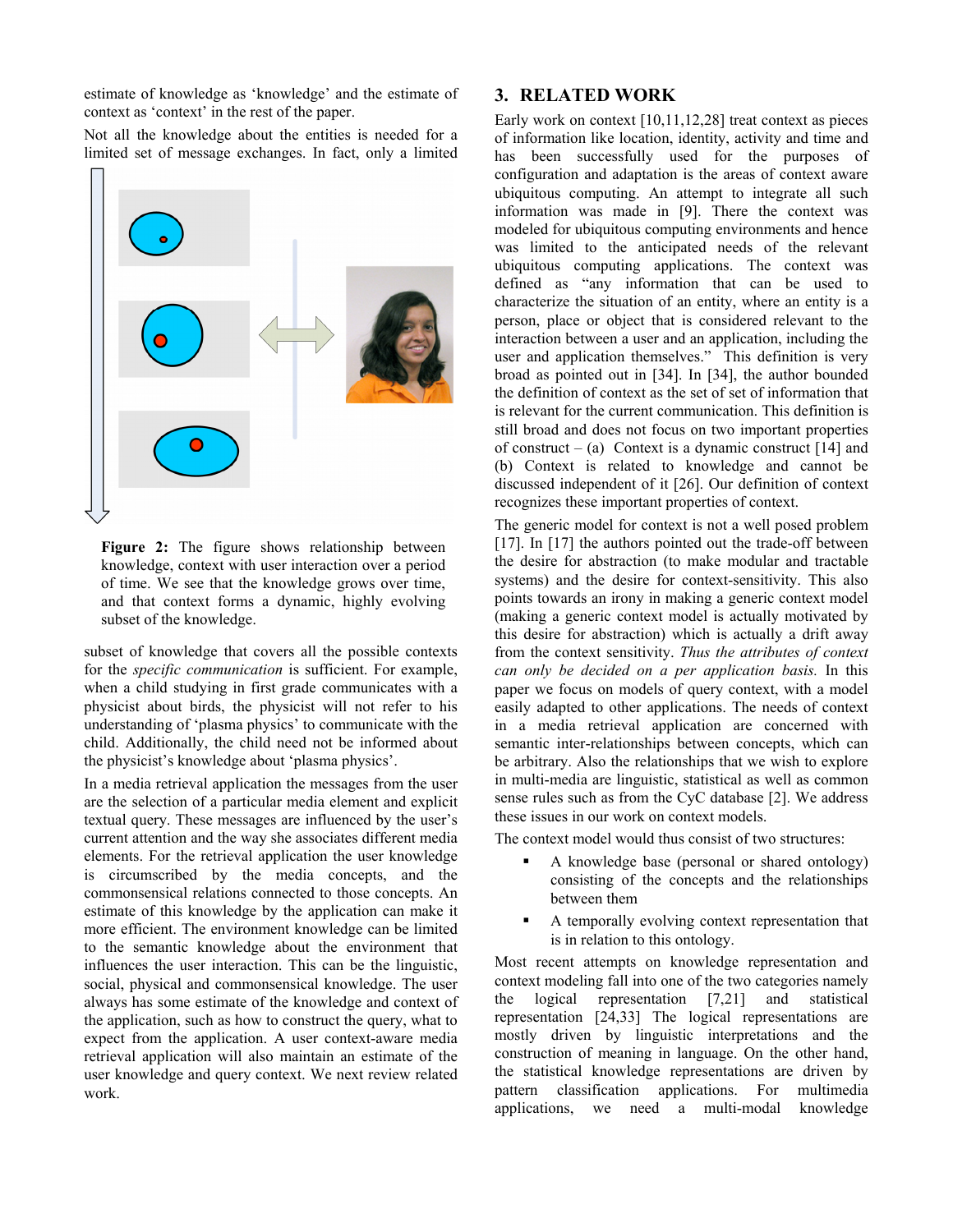estimate of knowledge as 'knowledge' and the estimate of context as 'context' in the rest of the paper.

Not all the knowledge about the entities is needed for a limited set of message exchanges. In fact, only a limited subset of knowledge that covers all the possible contexts for the *specific communication* is sufficient. For example, when a child studying in first grade communicates with a physicist about birds, the physicist will not refer to his understanding of 'plasma physics' to communicate with the child. Additionally, the child need not be informed about the physicist's knowledge about 'plasma physics'.

**Figure 2:** The figure shows relationship between knowledge, context with user interaction over a period of time. We see that the knowledge grows over time, and that context forms a dynamic, highly evolving subset of the knowledge.

In a media retrieval application the messages from the user are the selection of a particular media element and explicit textual query. These messages are influenced by the user's current attention and the way she associates different media elements. For the retrieval application the user knowledge is circumscribed by the media concepts, and the commonsensical relations connected to those concepts. An estimate of this knowledge by the application can make it more efficient. The environment knowledge can be limited to the semantic knowledge about the environment that influences the user interaction. This can be the linguistic, social, physical and commonsensical knowledge. The user always has some estimate of the knowledge and context of the application, such as how to construct the query, what to expect from the application. A user context-aware media retrieval application will also maintain an estimate of the user knowledge and query context. We next review related work.

## 3. RELATED WORK

Early work on context [10,11,12,28] treat context as pieces of information like location, identity, activity and time and has been successfully used for the purposes of configuration and adaptation is the areas of context aware ubiquitous computing. An attempt to integrate all such information was made in [9]. There the context was modeled for ubiquitous computing environments and hence was limited to the anticipated needs of the relevant ubiquitous computing applications. The context was defined as "any information that can be used to characterize the situation of an entity, where an entity is a person, place or object that is considered relevant to the interaction between a user and an application, including the user and application themselves." This definition is very broad as pointed out in [34]. In [34], the author bounded the definition of context as the set of set of information that is relevant for the current communication. This definition is still broad and does not focus on two important properties of construct – (a) Context is a dynamic construct [14] and (b) Context is related to knowledge and cannot be discussed independent of it [26]. Our definition of context recognizes these important properties of context.

The generic model for context is not a well posed problem [17]. In [17] the authors pointed out the trade-off between the desire for abstraction (to make modular and tractable systems) and the desire for context-sensitivity. This also points towards an irony in making a generic context model (making a generic context model is actually motivated by this desire for abstraction) which is actually a drift away from the context sensitivity. *Thus the attributes of context can only be decided on a per application basis.* In this paper we focus on models of query context, with a model easily adapted to other applications. The needs of context in a media retrieval application are concerned with semantic inter-relationships between concepts, which can be arbitrary. Also the relationships that we wish to explore in multi-media are linguistic, statistical as well as common sense rules such as from the CyC database [2]. We address these issues in our work on context models.

The context model would thus consist of two structures:

- A knowledge base (personal or shared ontology) consisting of the concepts and the relationships between them
- A temporally evolving context representation that is in relation to this ontology.

Most recent attempts on knowledge representation and context modeling fall into one of the two categories namely the logical representation [7,21] and statistical representation [24,33] The logical representations are mostly driven by linguistic interpretations and the construction of meaning in language. On the other hand, the statistical knowledge representations are driven by pattern classification applications. For multimedia applications, we need a multi-modal knowledge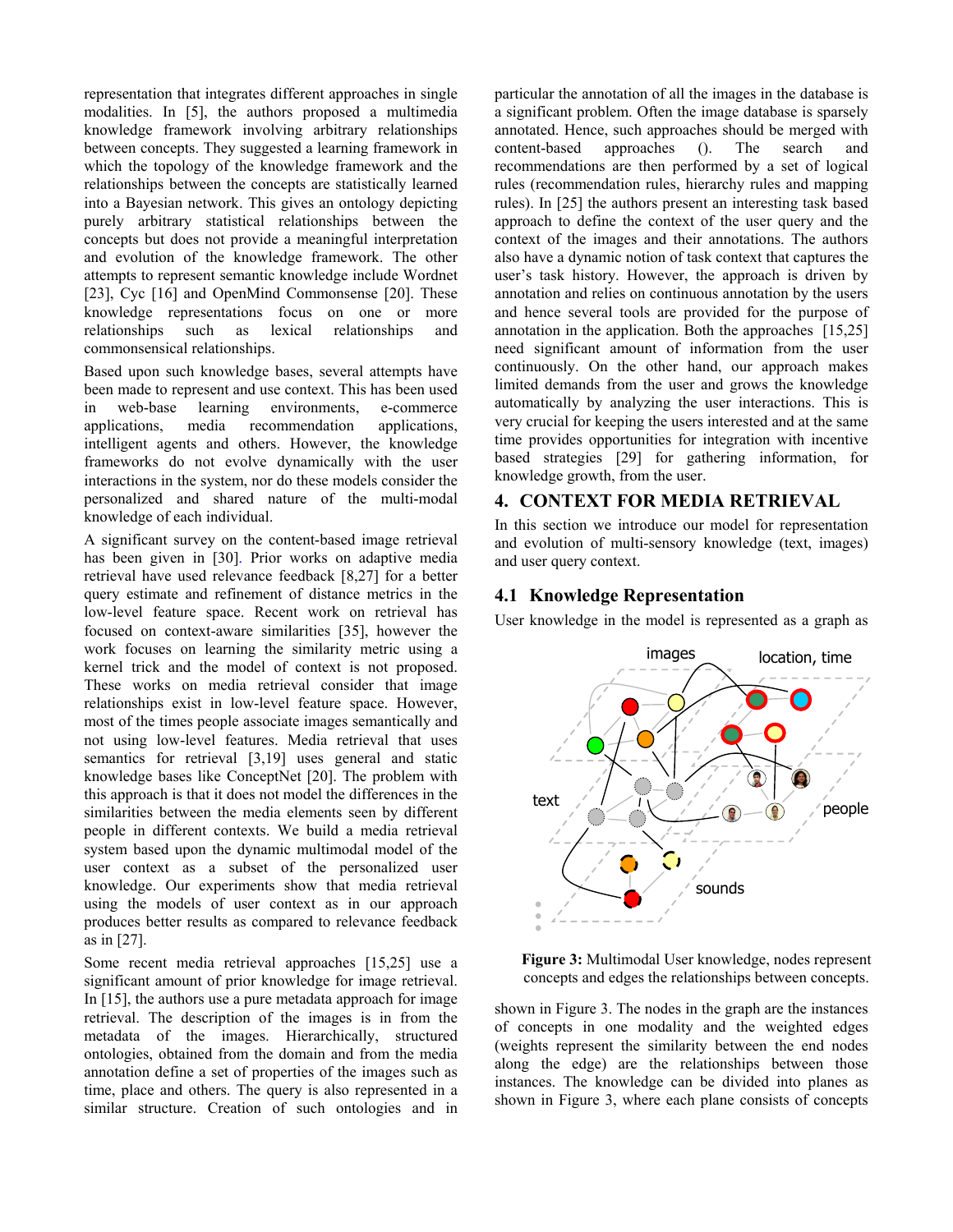representation that integrates different approaches in single modalities. In [5], the authors proposed a multimedia knowledge framework involving arbitrary relationships between concepts. They suggested a learning framework in which the topology of the knowledge framework and the relationships between the concepts are statistically learned into a Bayesian network. This gives an ontology depicting purely arbitrary statistical relationships between the concepts but does not provide a meaningful interpretation and evolution of the knowledge framework. The other attempts to represent semantic knowledge include Wordnet [23], Cyc [16] and OpenMind Commonsense [20]. These knowledge representations focus on one or more relationships such as lexical relationships and commonsensical relationships.

Based upon such knowledge bases, several attempts have been made to represent and use context. This has been used in web-base learning environments, e-commerce applications, media recommendation applications, intelligent agents and others. However, the knowledge frameworks do not evolve dynamically with the user interactions in the system, nor do these models consider the personalized and shared nature of the multi-modal knowledge of each individual.

A significant survey on the content-based image retrieval has been given in [30]. Prior works on adaptive media retrieval have used relevance feedback [8,27] for a better query estimate and refinement of distance metrics in the low-level feature space. Recent work on retrieval has focused on context-aware similarities [35], however the work focuses on learning the similarity metric using a kernel trick and the model of context is not proposed. These works on media retrieval consider that image relationships exist in low-level feature space. However, most of the times people associate images semantically and not using low-level features. Media retrieval that uses semantics for retrieval [3,19] uses general and static knowledge bases like ConceptNet [20]. The problem with this approach is that it does not model the differences in the similarities between the media elements seen by different people in different contexts. We build a media retrieval system based upon the dynamic multimodal model of the user context as a subset of the personalized user knowledge. Our experiments show that media retrieval using the models of user context as in our approach produces better results as compared to relevance feedback as in [27].

Some recent media retrieval approaches [15,25] use a significant amount of prior knowledge for image retrieval. In [15], the authors use a pure metadata approach for image retrieval. The description of the images is in from the metadata of the images. Hierarchically, structured ontologies, obtained from the domain and from the media annotation define a set of properties of the images such as time, place and others. The query is also represented in a similar structure. Creation of such ontologies and in particular the annotation of all the images in the database is a significant problem. Often the image database is sparsely annotated. Hence, such approaches should be merged with content-based approaches (). The search and recommendations are then performed by a set of logical rules (recommendation rules, hierarchy rules and mapping rules). In [25] the authors present an interesting task based approach to define the context of the user query and the context of the images and their annotations. The authors also have a dynamic notion of task context that captures the user's task history. However, the approach is driven by annotation and relies on continuous annotation by the users and hence several tools are provided for the purpose of annotation in the application. Both the approaches [15,25] need significant amount of information from the user continuously. On the other hand, our approach makes limited demands from the user and grows the knowledge automatically by analyzing the user interactions. This is very crucial for keeping the users interested and at the same time provides opportunities for integration with incentive based strategies [29] for gathering information, for knowledge growth, from the user.

## 4. CONTEXT FOR MEDIA RETRIEVAL

In this section we introduce our model for representation and evolution of multi-sensory knowledge (text, images) and user query context.

### 4.1 Knowledge Representation

User knowledge in the model is represented as a graph as shown in Figure 3. The nodes in the graph are the instances of concepts in one modality and the weighted edges (weights represent the similarity between the end nodes along the edge) are the relationships between those instances. The knowledge can be divided into planes as shown in Figure 3, where each plane consists of concepts

**Figure 3:** Multimodal User knowledge, nodes represent concepts and edges the relationships between concepts.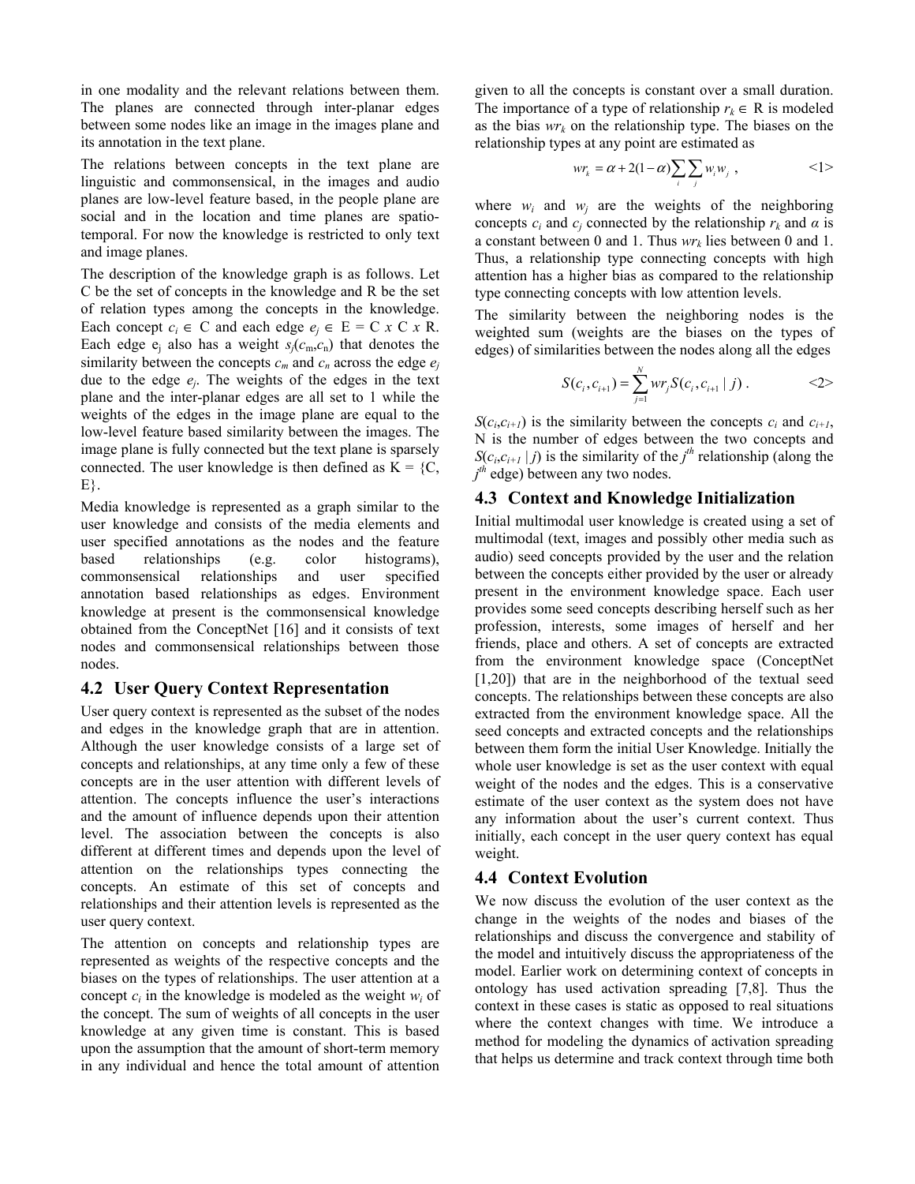in one modality and the relevant relations between them. The planes are connected through inter-planar edges between some nodes like an image in the images plane and its annotation in the text plane.

The relations between concepts in the text plane are linguistic and commonsensical, in the images and audio planes are low-level feature based, in the people plane are social and in the location and time planes are spatio-temporal. For now the knowledge is restricted to only text and image planes.

The description of the knowledge graph is as follows. Let C be the set of concepts in the knowledge and R be the set of relation types among the concepts in the knowledge. Each concept $c_i \in$ C and each edge $e_j \in$ E = C *x* C *x* R. Each edge $e_j$ also has a weight $s_j(c_m,c_n)$ that denotes the similarity between the concepts $c_m$ and $c_n$ across the edge $e_j$ due to the edge $e_j$. The weights of the edges in the text plane and the inter-planar edges are all set to 1 while the weights of the edges in the image plane are equal to the low-level feature based similarity between the images. The image plane is fully connected but the text plane is sparsely connected. The user knowledge is then defined as K = {C, E}.

Media knowledge is represented as a graph similar to the user knowledge and consists of the media elements and user specified annotations as the nodes and the feature based relationships (e.g. color histograms), commonsensical relationships and user specified annotation based relationships as edges. Environment knowledge at present is the commonsensical knowledge obtained from the ConceptNet [16] and it consists of text nodes and commonsensical relationships between those nodes.

## 4.2 User Query Context Representation

User query context is represented as the subset of the nodes and edges in the knowledge graph that are in attention. Although the user knowledge consists of a large set of concepts and relationships, at any time only a few of these concepts are in the user attention with different levels of attention. The concepts influence the user's interactions and the amount of influence depends upon their attention level. The association between the concepts is also different at different times and depends upon the level of attention on the relationships types connecting the concepts. An estimate of this set of concepts and relationships and their attention levels is represented as the user query context.

The attention on concepts and relationship types are represented as weights of the respective concepts and the biases on the types of relationships. The user attention at a concept $c_i$ in the knowledge is modeled as the weight $w_i$ of the concept. The sum of weights of all concepts in the user knowledge at any given time is constant. This is based upon the assumption that the amount of short-term memory in any individual and hence the total amount of attention given to all the concepts is constant over a small duration. The importance of a type of relationship $r_k \in$ R is modeled as the bias $wr_k$ on the relationship type. The biases on the relationship types at any point are estimated as

$$wr_k = \alpha + 2(1-\alpha)\sum_i \sum_j w_i w_j \ , \qquad <1>$$

where $w_i$ and $w_j$ are the weights of the neighboring concepts $c_i$ and $c_j$ connected by the relationship $r_k$ and $\alpha$ is a constant between 0 and 1. Thus $wr_k$ lies between 0 and 1. Thus, a relationship type connecting concepts with high attention has a higher bias as compared to the relationship type connecting concepts with low attention levels.

The similarity between the neighboring nodes is the weighted sum (weights are the biases on the types of edges) of similarities between the nodes along all the edges

$$S(c_i, c_{i+1}) = \sum_{j=1}^{N} wr_j S(c_i, c_{i+1} \mid j) \ . \qquad <2>$$

$S(c_i,c_{i+1})$ is the similarity between the concepts $c_i$ and $c_{i+1}$, N is the number of edges between the two concepts and $S(c_i,c_{i+1} \mid j)$ is the similarity of the $j^{th}$ relationship (along the $j^{th}$ edge) between any two nodes.

## 4.3 Context and Knowledge Initialization

Initial multimodal user knowledge is created using a set of multimodal (text, images and possibly other media such as audio) seed concepts provided by the user and the relation between the concepts either provided by the user or already present in the environment knowledge space. Each user provides some seed concepts describing herself such as her profession, interests, some images of herself and her friends, place and others. A set of concepts are extracted from the environment knowledge space (ConceptNet [1,20]) that are in the neighborhood of the textual seed concepts. The relationships between these concepts are also extracted from the environment knowledge space. All the seed concepts and extracted concepts and the relationships between them form the initial User Knowledge. Initially the whole user knowledge is set as the user context with equal weight of the nodes and the edges. This is a conservative estimate of the user context as the system does not have any information about the user's current context. Thus initially, each concept in the user query context has equal weight.

## 4.4 Context Evolution

We now discuss the evolution of the user context as the change in the weights of the nodes and biases of the relationships and discuss the convergence and stability of the model and intuitively discuss the appropriateness of the model. Earlier work on determining context of concepts in ontology has used activation spreading [7,8]. Thus the context in these cases is static as opposed to real situations where the context changes with time. We introduce a method for modeling the dynamics of activation spreading that helps us determine and track context through time both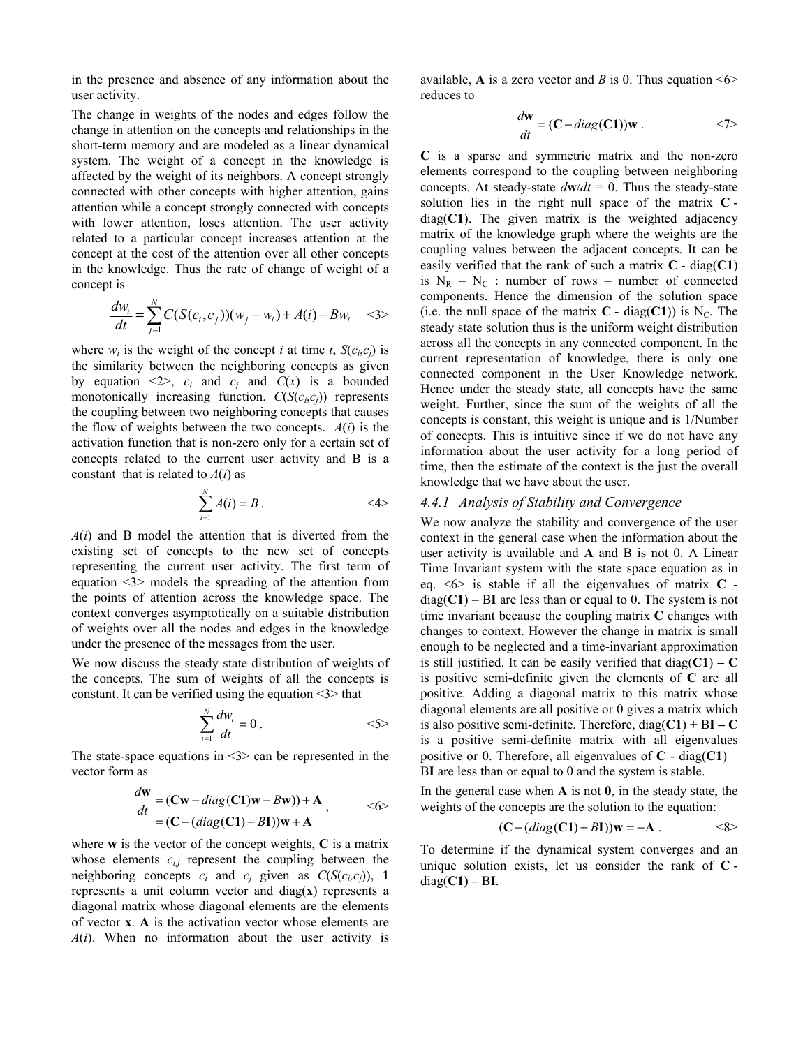in the presence and absence of any information about the user activity.

The change in weights of the nodes and edges follow the change in attention on the concepts and relationships in the short-term memory and are modeled as a linear dynamical system. The weight of a concept in the knowledge is affected by the weight of its neighbors. A concept strongly connected with other concepts with higher attention, gains attention while a concept strongly connected with concepts with lower attention, loses attention. The user activity related to a particular concept increases attention at the concept at the cost of the attention over all other concepts in the knowledge. Thus the rate of change of weight of a concept is

$$\frac{dw_i}{dt} = \sum_{j=1}^{N} C(S(c_i, c_j))(w_j - w_i) + A(i) - Bw_i \qquad \text{<3>}$$

where $w_i$ is the weight of the concept $i$ at time $t$, $S(c_i,c_j)$ is the similarity between the neighboring concepts as given by equation <2>, $c_i$ and $c_j$ and $C(x)$ is a bounded monotonically increasing function. $C(S(c_i,c_j))$ represents the coupling between two neighboring concepts that causes the flow of weights between the two concepts. $A(i)$ is the activation function that is non-zero only for a certain set of concepts related to the current user activity and B is a constant that is related to $A(i)$ as

$$\sum_{i=1}^{N} A(i) = B . \qquad \text{<4>}$$

$A(i)$ and B model the attention that is diverted from the existing set of concepts to the new set of concepts representing the current user activity. The first term of equation <3> models the spreading of the attention from the points of attention across the knowledge space. The context converges asymptotically on a suitable distribution of weights over all the nodes and edges in the knowledge under the presence of the messages from the user.

We now discuss the steady state distribution of weights of the concepts. The sum of weights of all the concepts is constant. It can be verified using the equation <3> that

$$\sum_{i=1}^{N} \frac{dw_i}{dt} = 0 . \qquad \text{<5>}$$

The state-space equations in <3> can be represented in the vector form as

$$\begin{aligned}\frac{d\mathbf{w}}{dt} &= (\mathbf{Cw} - diag(\mathbf{C1})\mathbf{w} - B\mathbf{w})) + \mathbf{A} \\ &= (\mathbf{C} - (diag(\mathbf{C1}) + B\mathbf{I}))\mathbf{w} + \mathbf{A}\end{aligned}, \qquad \text{<6>}$$

where $\mathbf{w}$ is the vector of the concept weights, $\mathbf{C}$ is a matrix whose elements $c_{i,j}$ represent the coupling between the neighboring concepts $c_i$ and $c_j$ given as $C(S(c_i,c_j))$, $\mathbf{1}$ represents a unit column vector and diag($\mathbf{x}$) represents a diagonal matrix whose diagonal elements are the elements of vector $\mathbf{x}$. $\mathbf{A}$ is the activation vector whose elements are $A(i)$. When no information about the user activity is available, $\mathbf{A}$ is a zero vector and $B$ is 0. Thus equation <6> reduces to

$$\frac{d\mathbf{w}}{dt} = (\mathbf{C} - diag(\mathbf{C1}))\mathbf{w} . \qquad \text{<7>}$$

$\mathbf{C}$ is a sparse and symmetric matrix and the non-zero elements correspond to the coupling between neighboring concepts. At steady-state $d\mathbf{w}/dt$ = 0. Thus the steady-state solution lies in the right null space of the matrix $\mathbf{C}$ - diag($\mathbf{C1}$). The given matrix is the weighted adjacency matrix of the knowledge graph where the weights are the coupling values between the adjacent concepts. It can be easily verified that the rank of such a matrix $\mathbf{C}$ - diag($\mathbf{C1}$) is $N_R$ – $N_C$ : number of rows – number of connected components. Hence the dimension of the solution space (i.e. the null space of the matrix $\mathbf{C}$ - diag($\mathbf{C1}$)) is $N_C$. The steady state solution thus is the uniform weight distribution across all the concepts in any connected component. In the current representation of knowledge, there is only one connected component in the User Knowledge network. Hence under the steady state, all concepts have the same weight. Further, since the sum of the weights of all the concepts is constant, this weight is unique and is 1/Number of concepts. This is intuitive since if we do not have any information about the user activity for a long period of time, then the estimate of the context is the just the overall knowledge that we have about the user.

### 4.4.1 *Analysis of Stability and Convergence*

We now analyze the stability and convergence of the user context in the general case when the information about the user activity is available and $\mathbf{A}$ and B is not 0. A Linear Time Invariant system with the state space equation as in eq. <6> is stable if all the eigenvalues of matrix $\mathbf{C}$ - diag($\mathbf{C1}$) – B$\mathbf{I}$ are less than or equal to 0. The system is not time invariant because the coupling matrix $\mathbf{C}$ changes with changes to context. However the change in matrix is small enough to be neglected and a time-invariant approximation is still justified. It can be easily verified that diag($\mathbf{C1}$) – $\mathbf{C}$ is positive semi-definite given the elements of $\mathbf{C}$ are all positive. Adding a diagonal matrix to this matrix whose diagonal elements are all positive or 0 gives a matrix which is also positive semi-definite. Therefore, diag($\mathbf{C1}$) + B$\mathbf{I}$ – $\mathbf{C}$ is a positive semi-definite matrix with all eigenvalues positive or 0. Therefore, all eigenvalues of $\mathbf{C}$ - diag($\mathbf{C1}$) – B$\mathbf{I}$ are less than or equal to 0 and the system is stable.

In the general case when $\mathbf{A}$ is not $\mathbf{0}$, in the steady state, the weights of the concepts are the solution to the equation:

$$(\mathbf{C} - (diag(\mathbf{C1}) + B\mathbf{I}))\mathbf{w} = -\mathbf{A} . \qquad \text{<8>}$$

To determine if the dynamical system converges and an unique solution exists, let us consider the rank of $\mathbf{C}$ - diag($\mathbf{C1}$) – B$\mathbf{I}$.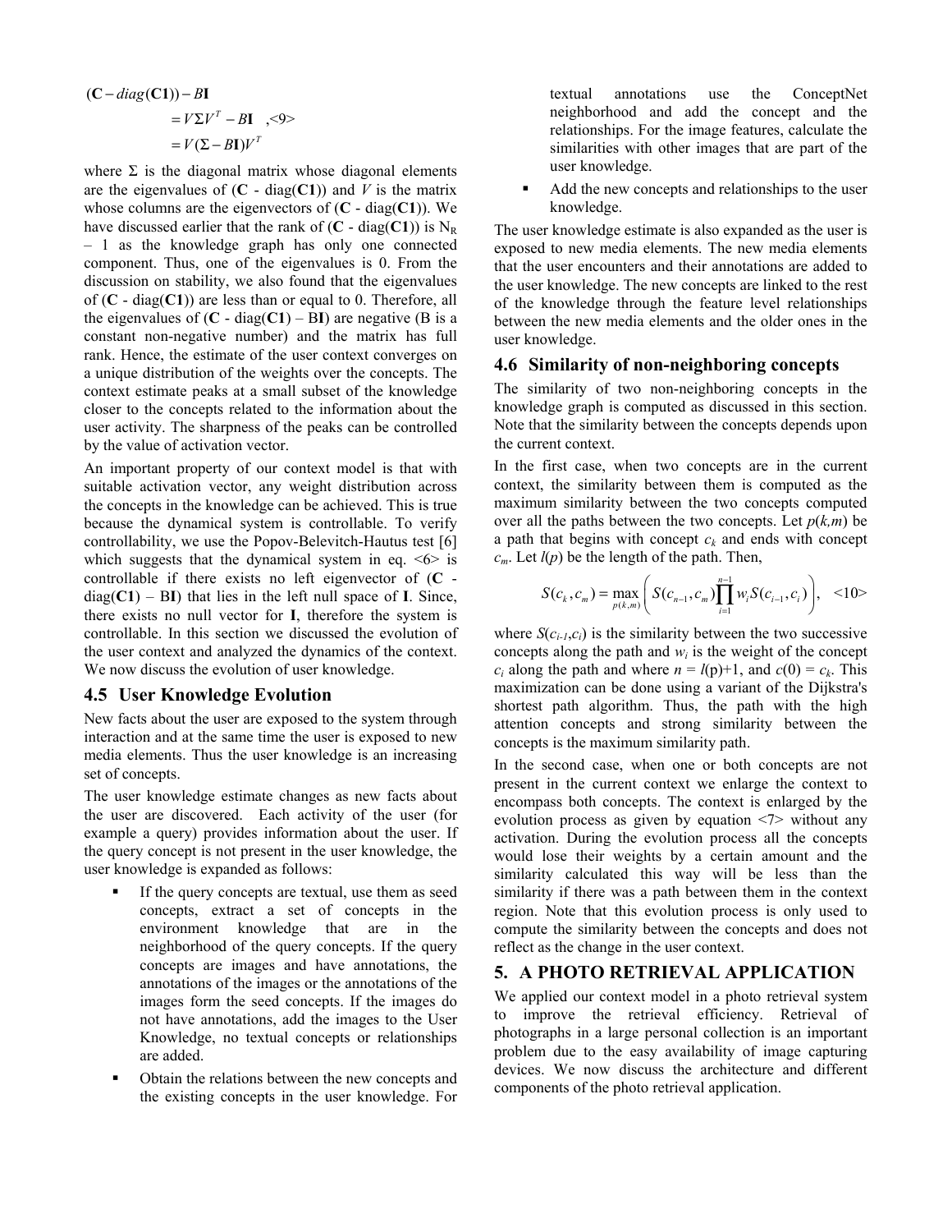$$
\begin{aligned}
&(\mathbf{C} - diag(\mathbf{C1})) - B\mathbf{I} \\
&\quad = V\Sigma V^T - B\mathbf{I} \quad ,\text{<9>} \\
&\quad = V(\Sigma - B\mathbf{I})V^T
\end{aligned}
$$

where $\Sigma$ is the diagonal matrix whose diagonal elements are the eigenvalues of ($\mathbf{C}$ - diag($\mathbf{C1}$)) and $V$ is the matrix whose columns are the eigenvectors of ($\mathbf{C}$ - diag($\mathbf{C1}$)). We have discussed earlier that the rank of ($\mathbf{C}$ - diag($\mathbf{C1}$)) is $N_R$ – 1 as the knowledge graph has only one connected component. Thus, one of the eigenvalues is 0. From the discussion on stability, we also found that the eigenvalues of ($\mathbf{C}$ - diag($\mathbf{C1}$)) are less than or equal to 0. Therefore, all the eigenvalues of ($\mathbf{C}$ - diag($\mathbf{C1}$) – B$\mathbf{I}$) are negative (B is a constant non-negative number) and the matrix has full rank. Hence, the estimate of the user context converges on a unique distribution of the weights over the concepts. The context estimate peaks at a small subset of the knowledge closer to the concepts related to the information about the user activity. The sharpness of the peaks can be controlled by the value of activation vector.

An important property of our context model is that with suitable activation vector, any weight distribution across the concepts in the knowledge can be achieved. This is true because the dynamical system is controllable. To verify controllability, we use the Popov-Belevitch-Hautus test [6] which suggests that the dynamical system in eq. <6> is controllable if there exists no left eigenvector of ($\mathbf{C}$ - diag($\mathbf{C1}$) – B$\mathbf{I}$) that lies in the left null space of $\mathbf{I}$. Since, there exists no null vector for $\mathbf{I}$, therefore the system is controllable. In this section we discussed the evolution of the user context and analyzed the dynamics of the context. We now discuss the evolution of user knowledge.

## 4.5 User Knowledge Evolution

New facts about the user are exposed to the system through interaction and at the same time the user is exposed to new media elements. Thus the user knowledge is an increasing set of concepts.

The user knowledge estimate changes as new facts about the user are discovered. Each activity of the user (for example a query) provides information about the user. If the query concept is not present in the user knowledge, the user knowledge is expanded as follows:

- If the query concepts are textual, use them as seed concepts, extract a set of concepts in the environment knowledge that are in the neighborhood of the query concepts. If the query concepts are images and have annotations, the annotations of the images or the annotations of the images form the seed concepts. If the images do not have annotations, add the images to the User Knowledge, no textual concepts or relationships are added.
- Obtain the relations between the new concepts and the existing concepts in the user knowledge. For textual annotations use the ConceptNet neighborhood and add the concept and the relationships. For the image features, calculate the similarities with other images that are part of the user knowledge.
- Add the new concepts and relationships to the user knowledge.

The user knowledge estimate is also expanded as the user is exposed to new media elements. The new media elements that the user encounters and their annotations are added to the user knowledge. The new concepts are linked to the rest of the knowledge through the feature level relationships between the new media elements and the older ones in the user knowledge.

## 4.6 Similarity of non-neighboring concepts

The similarity of two non-neighboring concepts in the knowledge graph is computed as discussed in this section. Note that the similarity between the concepts depends upon the current context.

In the first case, when two concepts are in the current context, the similarity between them is computed as the maximum similarity between the two concepts computed over all the paths between the two concepts. Let $p(k,m)$ be a path that begins with concept $c_k$ and ends with concept $c_m$. Let $l(p)$ be the length of the path. Then,

$$
S(c_k, c_m) = \max_{p(k,m)} \left( S(c_{n-1}, c_m) \prod_{i=1}^{n-1} w_i S(c_{i-1}, c_i) \right), \quad \text{<10>}
$$

where $S(c_{i-1},c_i)$ is the similarity between the two successive concepts along the path and $w_i$ is the weight of the concept $c_i$ along the path and where $n = l(\text{p})+1$, and $c(0) = c_k$. This maximization can be done using a variant of the Dijkstra's shortest path algorithm. Thus, the path with the high attention concepts and strong similarity between the concepts is the maximum similarity path.

In the second case, when one or both concepts are not present in the current context we enlarge the context to encompass both concepts. The context is enlarged by the evolution process as given by equation <7> without any activation. During the evolution process all the concepts would lose their weights by a certain amount and the similarity calculated this way will be less than the similarity if there was a path between them in the context region. Note that this evolution process is only used to compute the similarity between the concepts and does not reflect as the change in the user context.

# 5. A PHOTO RETRIEVAL APPLICATION

We applied our context model in a photo retrieval system to improve the retrieval efficiency. Retrieval of photographs in a large personal collection is an important problem due to the easy availability of image capturing devices. We now discuss the architecture and different components of the photo retrieval application.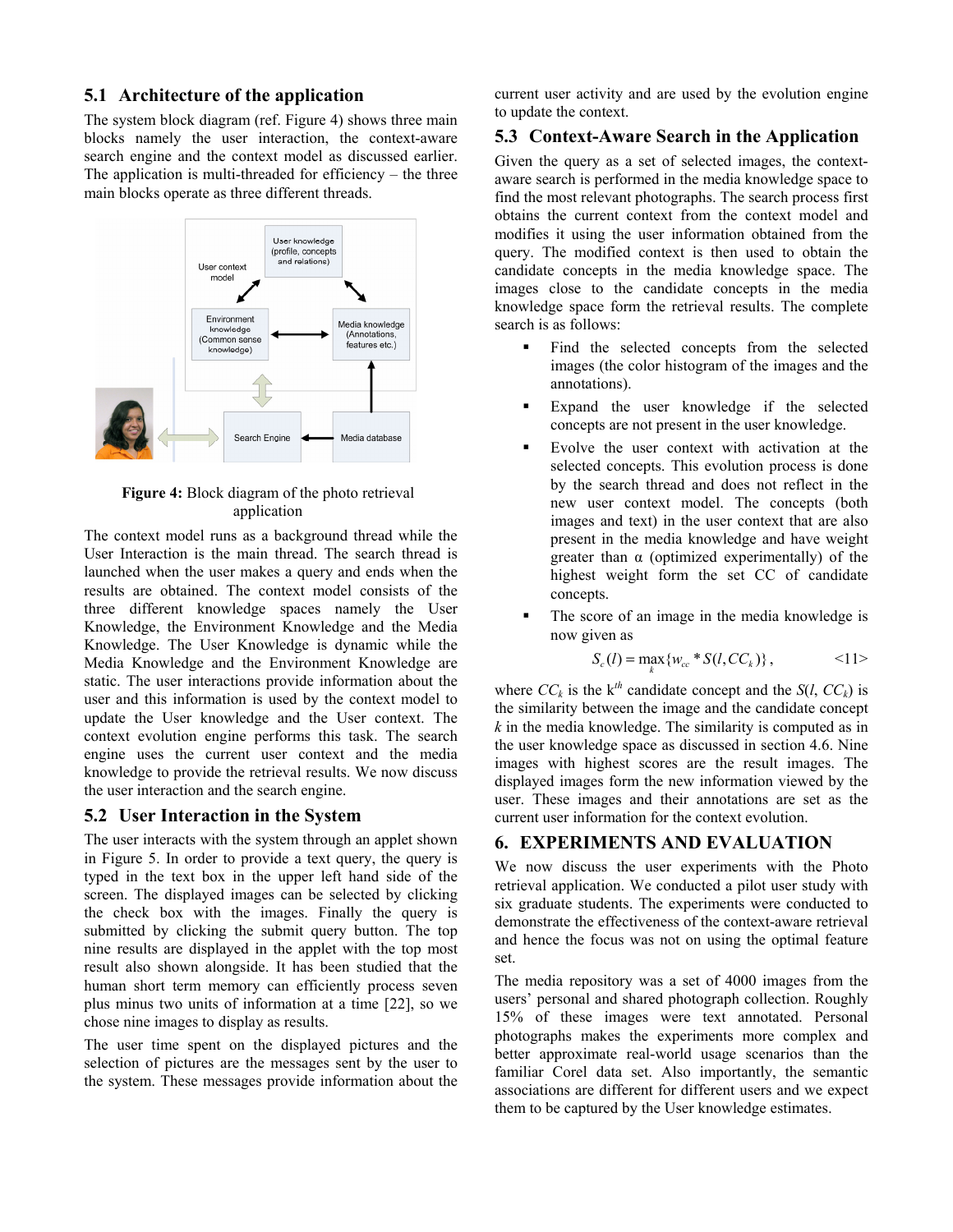## 5.1 Architecture of the application

The system block diagram (ref. Figure 4) shows three main blocks namely the user interaction, the context-aware search engine and the context model as discussed earlier. The application is multi-threaded for efficiency – the three main blocks operate as three different threads.

**Figure 4:** Block diagram of the photo retrieval application

The context model runs as a background thread while the User Interaction is the main thread. The search thread is launched when the user makes a query and ends when the results are obtained. The context model consists of the three different knowledge spaces namely the User Knowledge, the Environment Knowledge and the Media Knowledge. The User Knowledge is dynamic while the Media Knowledge and the Environment Knowledge are static. The user interactions provide information about the user and this information is used by the context model to update the User knowledge and the User context. The context evolution engine performs this task. The search engine uses the current user context and the media knowledge to provide the retrieval results. We now discuss the user interaction and the search engine.

## 5.2 User Interaction in the System

The user interacts with the system through an applet shown in Figure 5. In order to provide a text query, the query is typed in the text box in the upper left hand side of the screen. The displayed images can be selected by clicking the check box with the images. Finally the query is submitted by clicking the submit query button. The top nine results are displayed in the applet with the top most result also shown alongside. It has been studied that the human short term memory can efficiently process seven plus minus two units of information at a time [22], so we chose nine images to display as results.

The user time spent on the displayed pictures and the selection of pictures are the messages sent by the user to the system. These messages provide information about the current user activity and are used by the evolution engine to update the context.

## 5.3 Context-Aware Search in the Application

Given the query as a set of selected images, the context-aware search is performed in the media knowledge space to find the most relevant photographs. The search process first obtains the current context from the context model and modifies it using the user information obtained from the query. The modified context is then used to obtain the candidate concepts in the media knowledge space. The images close to the candidate concepts in the media knowledge space form the retrieval results. The complete search is as follows:

- Find the selected concepts from the selected images (the color histogram of the images and the annotations).
- Expand the user knowledge if the selected concepts are not present in the user knowledge.
- Evolve the user context with activation at the selected concepts. This evolution process is done by the search thread and does not reflect in the new user context model. The concepts (both images and text) in the user context that are also present in the media knowledge and have weight greater than α (optimized experimentally) of the highest weight form the set CC of candidate concepts.
- The score of an image in the media knowledge is now given as

$$S_c(l) = \max_k \{w_{cc} * S(l, CC_k)\}, \qquad \text{<11>}$$

where $CC_k$ is the k$^{th}$ candidate concept and the $S(l, CC_k)$ is the similarity between the image and the candidate concept $k$ in the media knowledge. The similarity is computed as in the user knowledge space as discussed in section 4.6. Nine images with highest scores are the result images. The displayed images form the new information viewed by the user. These images and their annotations are set as the current user information for the context evolution.

# 6. EXPERIMENTS AND EVALUATION

We now discuss the user experiments with the Photo retrieval application. We conducted a pilot user study with six graduate students. The experiments were conducted to demonstrate the effectiveness of the context-aware retrieval and hence the focus was not on using the optimal feature set.

The media repository was a set of 4000 images from the users' personal and shared photograph collection. Roughly 15% of these images were text annotated. Personal photographs makes the experiments more complex and better approximate real-world usage scenarios than the familiar Corel data set. Also importantly, the semantic associations are different for different users and we expect them to be captured by the User knowledge estimates.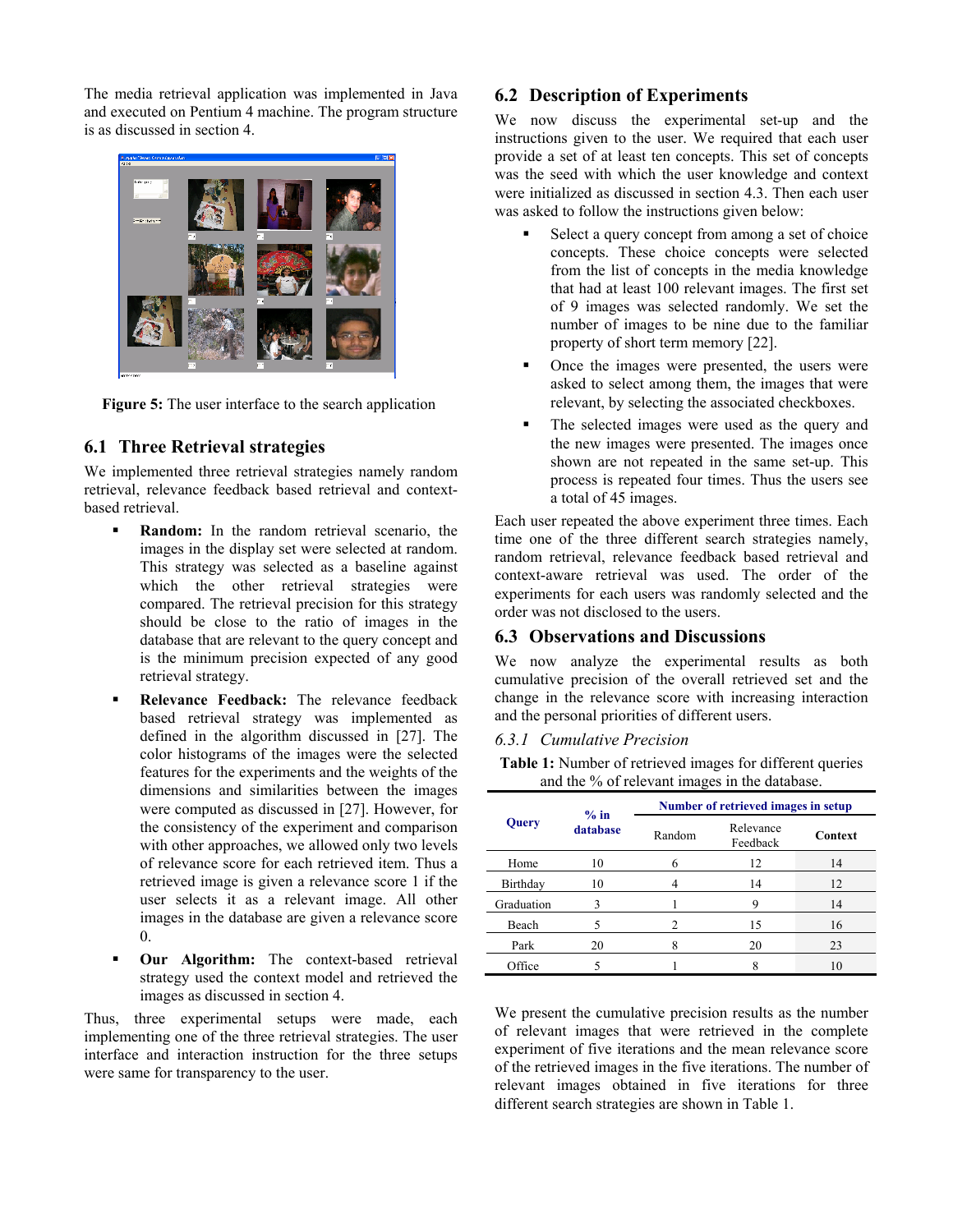The media retrieval application was implemented in Java and executed on Pentium 4 machine. The program structure is as discussed in section 4.

**Figure 5:** The user interface to the search application

## 6.1 Three Retrieval strategies

We implemented three retrieval strategies namely random retrieval, relevance feedback based retrieval and context-based retrieval.

- **Random:** In the random retrieval scenario, the images in the display set were selected at random. This strategy was selected as a baseline against which the other retrieval strategies were compared. The retrieval precision for this strategy should be close to the ratio of images in the database that are relevant to the query concept and is the minimum precision expected of any good retrieval strategy.
- **Relevance Feedback:** The relevance feedback based retrieval strategy was implemented as defined in the algorithm discussed in [27]. The color histograms of the images were the selected features for the experiments and the weights of the dimensions and similarities between the images were computed as discussed in [27]. However, for the consistency of the experiment and comparison with other approaches, we allowed only two levels of relevance score for each retrieved item. Thus a retrieved image is given a relevance score 1 if the user selects it as a relevant image. All other images in the database are given a relevance score 0.
- **Our Algorithm:** The context-based retrieval strategy used the context model and retrieved the images as discussed in section 4.

Thus, three experimental setups were made, each implementing one of the three retrieval strategies. The user interface and interaction instruction for the three setups were same for transparency to the user.

## 6.2 Description of Experiments

We now discuss the experimental set-up and the instructions given to the user. We required that each user provide a set of at least ten concepts. This set of concepts was the seed with which the user knowledge and context were initialized as discussed in section 4.3. Then each user was asked to follow the instructions given below:

- Select a query concept from among a set of choice concepts. These choice concepts were selected from the list of concepts in the media knowledge that had at least 100 relevant images. The first set of 9 images was selected randomly. We set the number of images to be nine due to the familiar property of short term memory [22].
- Once the images were presented, the users were asked to select among them, the images that were relevant, by selecting the associated checkboxes.
- The selected images were used as the query and the new images were presented. The images once shown are not repeated in the same set-up. This process is repeated four times. Thus the users see a total of 45 images.

Each user repeated the above experiment three times. Each time one of the three different search strategies namely, random retrieval, relevance feedback based retrieval and context-aware retrieval was used. The order of the experiments for each users was randomly selected and the order was not disclosed to the users.

## 6.3 Observations and Discussions

We now analyze the experimental results as both cumulative precision of the overall retrieved set and the change in the relevance score with increasing interaction and the personal priorities of different users.

### 6.3.1 *Cumulative Precision*

**Table 1:** Number of retrieved images for different queries and the % of relevant images in the database.

| Query | % in database | Number of retrieved images in setup | | |
|---|---|---|---|---|
| | | Random | Relevance Feedback | Context |
| Home | 10 | 6 | 12 | 14 |
| Birthday | 10 | 4 | 14 | 12 |
| Graduation | 3 | 1 | 9 | 14 |
| Beach | 5 | 2 | 15 | 16 |
| Park | 20 | 8 | 20 | 23 |
| Office | 5 | 1 | 8 | 10 |

We present the cumulative precision results as the number of relevant images that were retrieved in the complete experiment of five iterations and the mean relevance score of the retrieved images in the five iterations. The number of relevant images obtained in five iterations for three different search strategies are shown in Table 1.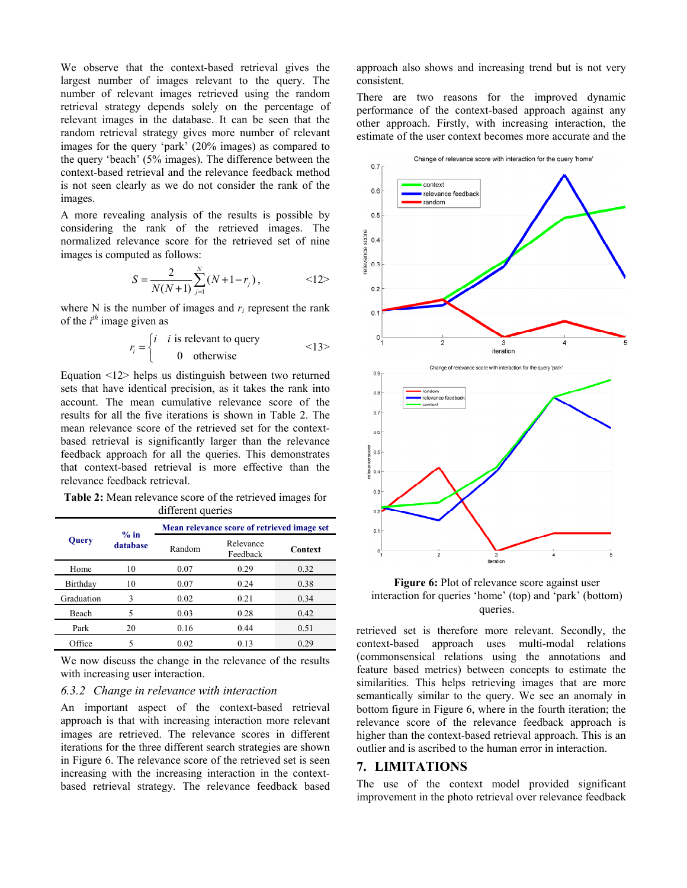We observe that the context-based retrieval gives the largest number of images relevant to the query. The number of relevant images retrieved using the random retrieval strategy depends solely on the percentage of relevant images in the database. It can be seen that the random retrieval strategy gives more number of relevant images for the query 'park' (20% images) as compared to the query 'beach' (5% images). The difference between the context-based retrieval and the relevance feedback method is not seen clearly as we do not consider the rank of the images.

A more revealing analysis of the results is possible by considering the rank of the retrieved images. The normalized relevance score for the retrieved set of nine images is computed as follows:

$$S = \frac{2}{N(N+1)} \sum_{j=1}^{N} (N + 1 - r_j), \qquad \text{<12>}$$

where N is the number of images and $r_i$ represent the rank of the $i^{th}$ image given as

$$r_i = \begin{cases} i & i \text{ is relevant to query} \\ 0 & \text{otherwise} \end{cases} \qquad \text{<13>}$$

Equation <12> helps us distinguish between two returned sets that have identical precision, as it takes the rank into account. The mean cumulative relevance score of the results for all the five iterations is shown in Table 2. The mean relevance score of the retrieved set for the context-based retrieval is significantly larger than the relevance feedback approach for all the queries. This demonstrates that context-based retrieval is more effective than the relevance feedback retrieval.

**Table 2:** Mean relevance score of the retrieved images for different queries

| Query | % in database | Mean relevance score of retrieved image set | | |
|---|---|---|---|---|
| | | Random | Relevance Feedback | Context |
| Home | 10 | 0.07 | 0.29 | 0.32 |
| Birthday | 10 | 0.07 | 0.24 | 0.38 |
| Graduation | 3 | 0.02 | 0.21 | 0.34 |
| Beach | 5 | 0.03 | 0.28 | 0.42 |
| Park | 20 | 0.16 | 0.44 | 0.51 |
| Office | 5 | 0.02 | 0.13 | 0.29 |

We now discuss the change in the relevance of the results with increasing user interaction.

### 6.3.2 *Change in relevance with interaction*

An important aspect of the context-based retrieval approach is that with increasing interaction more relevant images are retrieved. The relevance scores in different iterations for the three different search strategies are shown in Figure 6. The relevance score of the retrieved set is seen increasing with the increasing interaction in the context-based retrieval strategy. The relevance feedback based approach also shows and increasing trend but is not very consistent.

There are two reasons for the improved dynamic performance of the context-based approach against any other approach. Firstly, with increasing interaction, the estimate of the user context becomes more accurate and the retrieved set is therefore more relevant. Secondly, the context-based approach uses multi-modal relations (commonsensical relations using the annotations and feature based metrics) between concepts to estimate the similarities. This helps retrieving images that are more semantically similar to the query. We see an anomaly in bottom figure in Figure 6, where in the fourth iteration; the relevance score of the relevance feedback approach is higher than the context-based retrieval approach. This is an outlier and is ascribed to the human error in interaction.

**Figure 6:** Plot of relevance score against user interaction for queries 'home' (top) and 'park' (bottom) queries.

## 7. LIMITATIONS

The use of the context model provided significant improvement in the photo retrieval over relevance feedback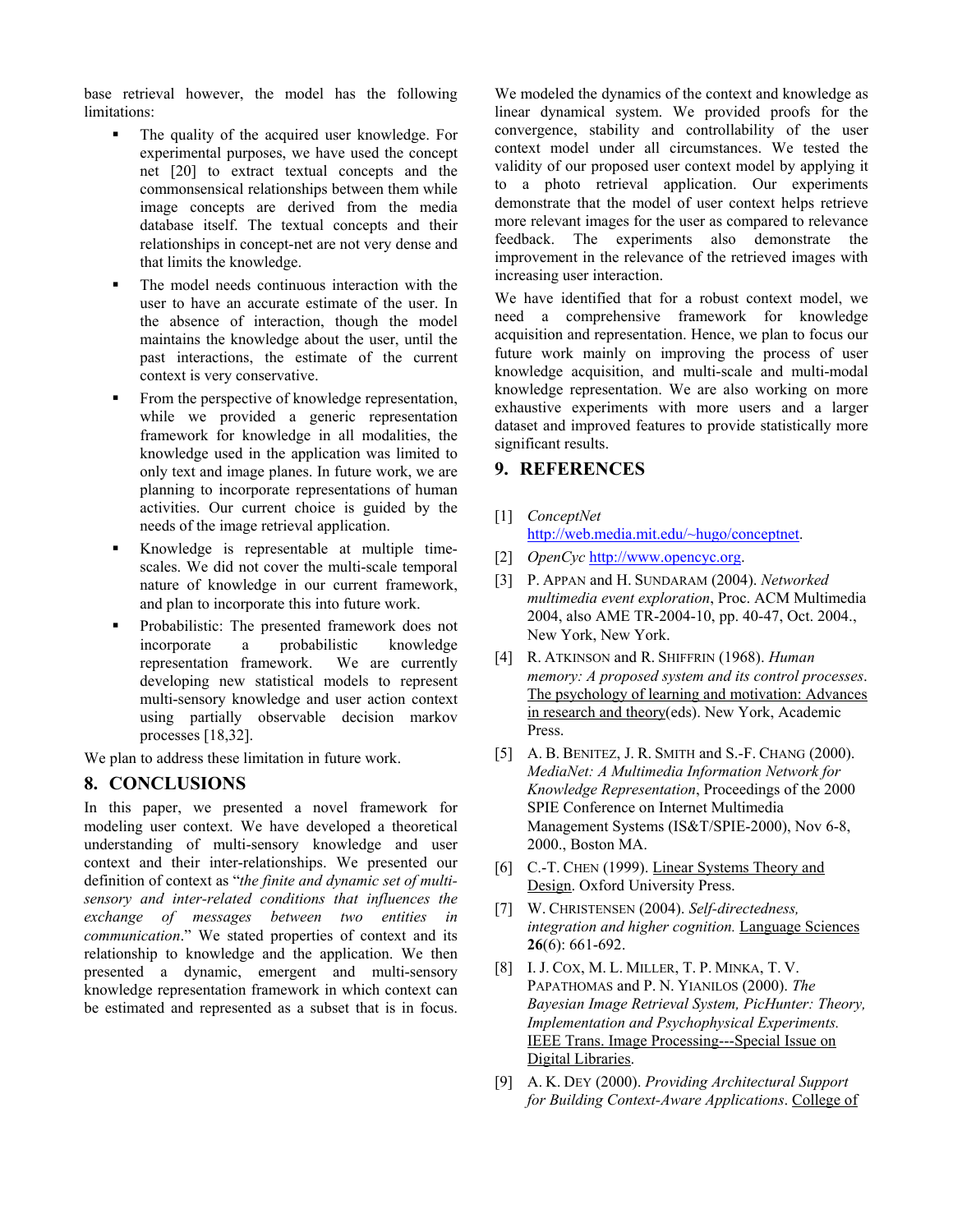base retrieval however, the model has the following limitations:

- The quality of the acquired user knowledge. For experimental purposes, we have used the concept net [20] to extract textual concepts and the commonsensical relationships between them while image concepts are derived from the media database itself. The textual concepts and their relationships in concept-net are not very dense and that limits the knowledge.
- The model needs continuous interaction with the user to have an accurate estimate of the user. In the absence of interaction, though the model maintains the knowledge about the user, until the past interactions, the estimate of the current context is very conservative.
- From the perspective of knowledge representation, while we provided a generic representation framework for knowledge in all modalities, the knowledge used in the application was limited to only text and image planes. In future work, we are planning to incorporate representations of human activities. Our current choice is guided by the needs of the image retrieval application.
- Knowledge is representable at multiple time-scales. We did not cover the multi-scale temporal nature of knowledge in our current framework, and plan to incorporate this into future work.
- Probabilistic: The presented framework does not incorporate a probabilistic knowledge representation framework. We are currently developing new statistical models to represent multi-sensory knowledge and user action context using partially observable decision markov processes [18,32].

We plan to address these limitation in future work.

## 8. CONCLUSIONS

In this paper, we presented a novel framework for modeling user context. We have developed a theoretical understanding of multi-sensory knowledge and user context and their inter-relationships. We presented our definition of context as "*the finite and dynamic set of multi-sensory and inter-related conditions that influences the exchange of messages between two entities in communication*." We stated properties of context and its relationship to knowledge and the application. We then presented a dynamic, emergent and multi-sensory knowledge representation framework in which context can be estimated and represented as a subset that is in focus. We modeled the dynamics of the context and knowledge as linear dynamical system. We provided proofs for the convergence, stability and controllability of the user context model under all circumstances. We tested the validity of our proposed user context model by applying it to a photo retrieval application. Our experiments demonstrate that the model of user context helps retrieve more relevant images for the user as compared to relevance feedback. The experiments also demonstrate the improvement in the relevance of the retrieved images with increasing user interaction.

We have identified that for a robust context model, we need a comprehensive framework for knowledge acquisition and representation. Hence, we plan to focus our future work mainly on improving the process of user knowledge acquisition, and multi-modal knowledge representation. We are also working on more exhaustive experiments with more users and a larger dataset and improved features to provide statistically more significant results.

## 9. REFERENCES

[1] *ConceptNet* http://web.media.mit.edu/~hugo/conceptnet.

[2] *OpenCyc* http://www.opencyc.org.

[3] P. APPAN and H. SUNDARAM (2004). *Networked multimedia event exploration*, Proc. ACM Multimedia 2004, also AME TR-2004-10, pp. 40-47, Oct. 2004., New York, New York.

[4] R. ATKINSON and R. SHIFFRIN (1968). *Human memory: A proposed system and its control processes*. The psychology of learning and motivation: Advances in research and theory(eds). New York, Academic Press.

[5] A. B. BENITEZ, J. R. SMITH and S.-F. CHANG (2000). *MediaNet: A Multimedia Information Network for Knowledge Representation*, Proceedings of the 2000 SPIE Conference on Internet Multimedia Management Systems (IS&T/SPIE-2000), Nov 6-8, 2000., Boston MA.

[6] C.-T. CHEN (1999). Linear Systems Theory and Design. Oxford University Press.

[7] W. CHRISTENSEN (2004). *Self-directedness, integration and higher cognition.* Language Sciences **26**(6): 661-692.

[8] I. J. COX, M. L. MILLER, T. P. MINKA, T. V. PAPATHOMAS and P. N. YIANILOS (2000). *The Bayesian Image Retrieval System, PicHunter: Theory, Implementation and Psychophysical Experiments.* IEEE Trans. Image Processing---Special Issue on Digital Libraries.

[9] A. K. DEY (2000). *Providing Architectural Support for Building Context-Aware Applications*. College of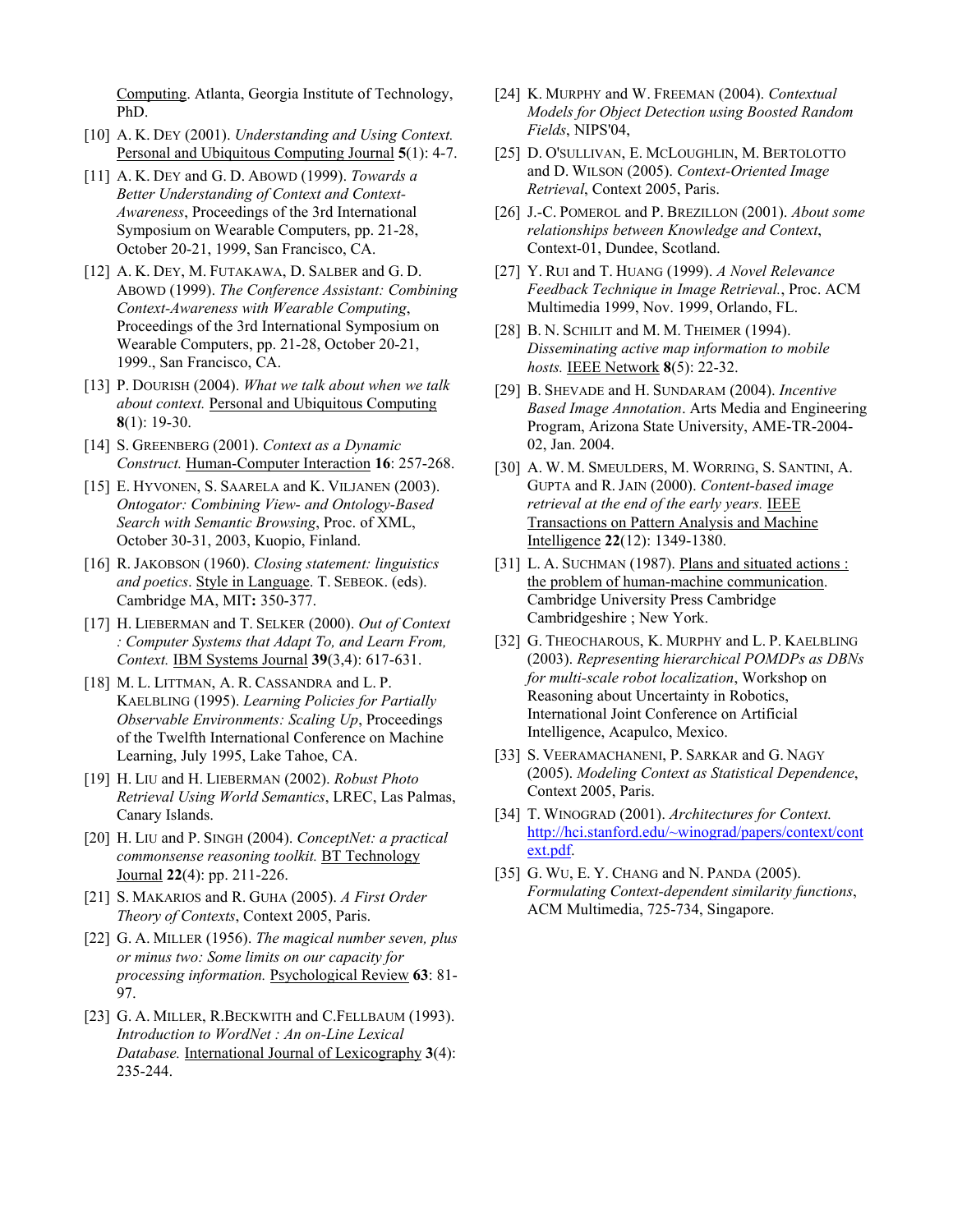Computing. Atlanta, Georgia Institute of Technology, PhD.

[10] A. K. DEY (2001). *Understanding and Using Context.* Personal and Ubiquitous Computing Journal **5**(1): 4-7.

[11] A. K. DEY and G. D. ABOWD (1999). *Towards a Better Understanding of Context and Context-Awareness*, Proceedings of the 3rd International Symposium on Wearable Computers, pp. 21-28, October 20-21, 1999, San Francisco, CA.

[12] A. K. DEY, M. FUTAKAWA, D. SALBER and G. D. ABOWD (1999). *The Conference Assistant: Combining Context-Awareness with Wearable Computing*, Proceedings of the 3rd International Symposium on Wearable Computers, pp. 21-28, October 20-21, 1999., San Francisco, CA.

[13] P. DOURISH (2004). *What we talk about when we talk about context.* Personal and Ubiquitous Computing **8**(1): 19-30.

[14] S. GREENBERG (2001). *Context as a Dynamic Construct.* Human-Computer Interaction **16**: 257-268.

[15] E. HYVONEN, S. SAARELA and K. VILJANEN (2003). *Ontogator: Combining View- and Ontology-Based Search with Semantic Browsing*, Proc. of XML, October 30-31, 2003, Kuopio, Finland.

[16] R. JAKOBSON (1960). *Closing statement: linguistics and poetics*. Style in Language. T. SEBEOK. (eds). Cambridge MA, MIT**:** 350-377.

[17] H. LIEBERMAN and T. SELKER (2000). *Out of Context : Computer Systems that Adapt To, and Learn From, Context.* IBM Systems Journal **39**(3,4): 617-631.

[18] M. L. LITTMAN, A. R. CASSANDRA and L. P. KAELBLING (1995). *Learning Policies for Partially Observable Environments: Scaling Up*, Proceedings of the Twelfth International Conference on Machine Learning, July 1995, Lake Tahoe, CA.

[19] H. LIU and H. LIEBERMAN (2002). *Robust Photo Retrieval Using World Semantics*, LREC, Las Palmas, Canary Islands.

[20] H. LIU and P. SINGH (2004). *ConceptNet: a practical commonsense reasoning toolkit.* BT Technology Journal **22**(4): pp. 211-226.

[21] S. MAKARIOS and R. GUHA (2005). *A First Order Theory of Contexts*, Context 2005, Paris.

[22] G. A. MILLER (1956). *The magical number seven, plus or minus two: Some limits on our capacity for processing information.* Psychological Review **63**: 81-97.

[23] G. A. MILLER, R.BECKWITH and C.FELLBAUM (1993). *Introduction to WordNet : An on-Line Lexical Database.* International Journal of Lexicography **3**(4): 235-244.

[24] K. MURPHY and W. FREEMAN (2004). *Contextual Models for Object Detection using Boosted Random Fields*, NIPS'04,

[25] D. O'SULLIVAN, E. MCLOUGHLIN, M. BERTOLOTTO and D. WILSON (2005). *Context-Oriented Image Retrieval*, Context 2005, Paris.

[26] J.-C. POMEROL and P. BREZILLON (2001). *About some relationships between Knowledge and Context*, Context-01, Dundee, Scotland.

[27] Y. RUI and T. HUANG (1999). *A Novel Relevance Feedback Technique in Image Retrieval.*, Proc. ACM Multimedia 1999, Nov. 1999, Orlando, FL.

[28] B. N. SCHILIT and M. M. THEIMER (1994). *Disseminating active map information to mobile hosts.* IEEE Network **8**(5): 22-32.

[29] B. SHEVADE and H. SUNDARAM (2004). *Incentive Based Image Annotation*. Arts Media and Engineering Program, Arizona State University, AME-TR-2004-02, Jan. 2004.

[30] A. W. M. SMEULDERS, M. WORRING, S. SANTINI, A. GUPTA and R. JAIN (2000). *Content-based image retrieval at the end of the early years.* IEEE Transactions on Pattern Analysis and Machine Intelligence **22**(12): 1349-1380.

[31] L. A. SUCHMAN (1987). Plans and situated actions : the problem of human-machine communication. Cambridge University Press Cambridge Cambridgeshire ; New York.

[32] G. THEOCHAROUS, K. MURPHY and L. P. KAELBLING (2003). *Representing hierarchical POMDPs as DBNs for multi-scale robot localization*, Workshop on Reasoning about Uncertainty in Robotics, International Joint Conference on Artificial Intelligence, Acapulco, Mexico.

[33] S. VEERAMACHANENI, P. SARKAR and G. NAGY (2005). *Modeling Context as Statistical Dependence*, Context 2005, Paris.

[34] T. WINOGRAD (2001). *Architectures for Context.* http://hci.stanford.edu/~winograd/papers/context/context.pdf.

[35] G. WU, E. Y. CHANG and N. PANDA (2005). *Formulating Context-dependent similarity functions*, ACM Multimedia, 725-734, Singapore.